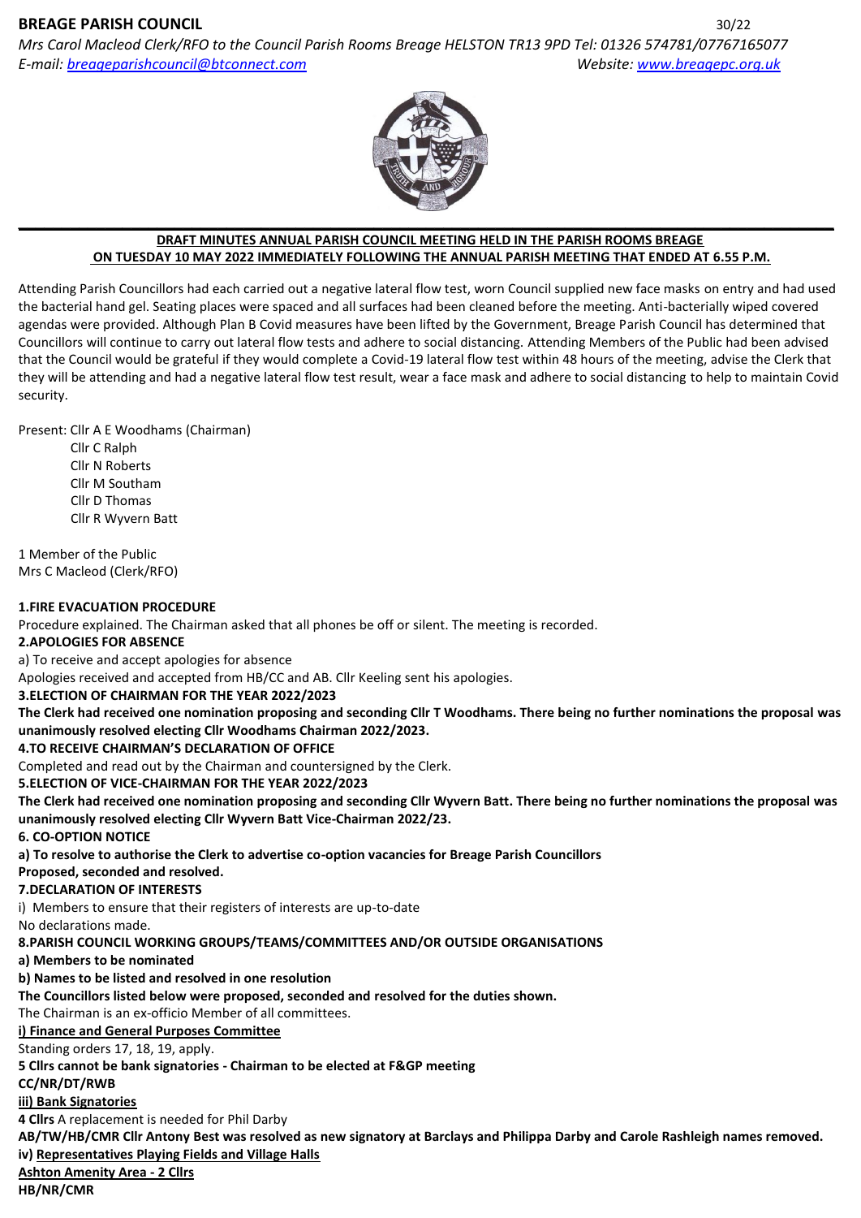**BREAGE PARISH COUNCIL** 30/22

*Mrs Carol Macleod Clerk/RFO to the Council Parish Rooms Breage HELSTON TR13 9PD Tel: 01326 574781/07767165077*
*E-mail: breageparishcouncil@btconnect.com* *Website: www.breagepc.org.uk*

**DRAFT MINUTES ANNUAL PARISH COUNCIL MEETING HELD IN THE PARISH ROOMS BREAGE ON TUESDAY 10 MAY 2022 IMMEDIATELY FOLLOWING THE ANNUAL PARISH MEETING THAT ENDED AT 6.55 P.M.**

Attending Parish Councillors had each carried out a negative lateral flow test, worn Council supplied new face masks on entry and had used the bacterial hand gel. Seating places were spaced and all surfaces had been cleaned before the meeting. Anti-bacterially wiped covered agendas were provided. Although Plan B Covid measures have been lifted by the Government, Breage Parish Council has determined that Councillors will continue to carry out lateral flow tests and adhere to social distancing. Attending Members of the Public had been advised that the Council would be grateful if they would complete a Covid-19 lateral flow test within 48 hours of the meeting, advise the Clerk that they will be attending and had a negative lateral flow test result, wear a face mask and adhere to social distancing to help to maintain Covid security.

Present: Cllr A E Woodhams (Chairman)
Cllr C Ralph
Cllr N Roberts
Cllr M Southam
Cllr D Thomas
Cllr R Wyvern Batt

1 Member of the Public
Mrs C Macleod (Clerk/RFO)

**1.FIRE EVACUATION PROCEDURE**

Procedure explained. The Chairman asked that all phones be off or silent. The meeting is recorded.

**2.APOLOGIES FOR ABSENCE**

a) To receive and accept apologies for absence

Apologies received and accepted from HB/CC and AB. Cllr Keeling sent his apologies.

**3.ELECTION OF CHAIRMAN FOR THE YEAR 2022/2023**

**The Clerk had received one nomination proposing and seconding Cllr T Woodhams. There being no further nominations the proposal was unanimously resolved electing Cllr Woodhams Chairman 2022/2023.**

**4.TO RECEIVE CHAIRMAN'S DECLARATION OF OFFICE**

Completed and read out by the Chairman and countersigned by the Clerk.

**5.ELECTION OF VICE-CHAIRMAN FOR THE YEAR 2022/2023**

**The Clerk had received one nomination proposing and seconding Cllr Wyvern Batt. There being no further nominations the proposal was unanimously resolved electing Cllr Wyvern Batt Vice-Chairman 2022/23.**

**6. CO-OPTION NOTICE**

**a) To resolve to authorise the Clerk to advertise co-option vacancies for Breage Parish Councillors**

**Proposed, seconded and resolved.**

**7.DECLARATION OF INTERESTS**

i) Members to ensure that their registers of interests are up-to-date

No declarations made.

**8.PARISH COUNCIL WORKING GROUPS/TEAMS/COMMITTEES AND/OR OUTSIDE ORGANISATIONS**

**a) Members to be nominated**

**b) Names to be listed and resolved in one resolution**

**The Councillors listed below were proposed, seconded and resolved for the duties shown.**

The Chairman is an ex-officio Member of all committees.

**<u>i) Finance and General Purposes Committee</u>**

Standing orders 17, 18, 19, apply.

**5 Cllrs cannot be bank signatories - Chairman to be elected at F&GP meeting**

**CC/NR/DT/RWB**

**<u>iii) Bank Signatories</u>**

**4 Cllrs** A replacement is needed for Phil Darby

**AB/TW/HB/CMR Cllr Antony Best was resolved as new signatory at Barclays and Philippa Darby and Carole Rashleigh names removed.**

**iv) <u>Representatives Playing Fields and Village Halls</u>**

**<u>Ashton Amenity Area - 2 Cllrs</u>**

**HB/NR/CMR**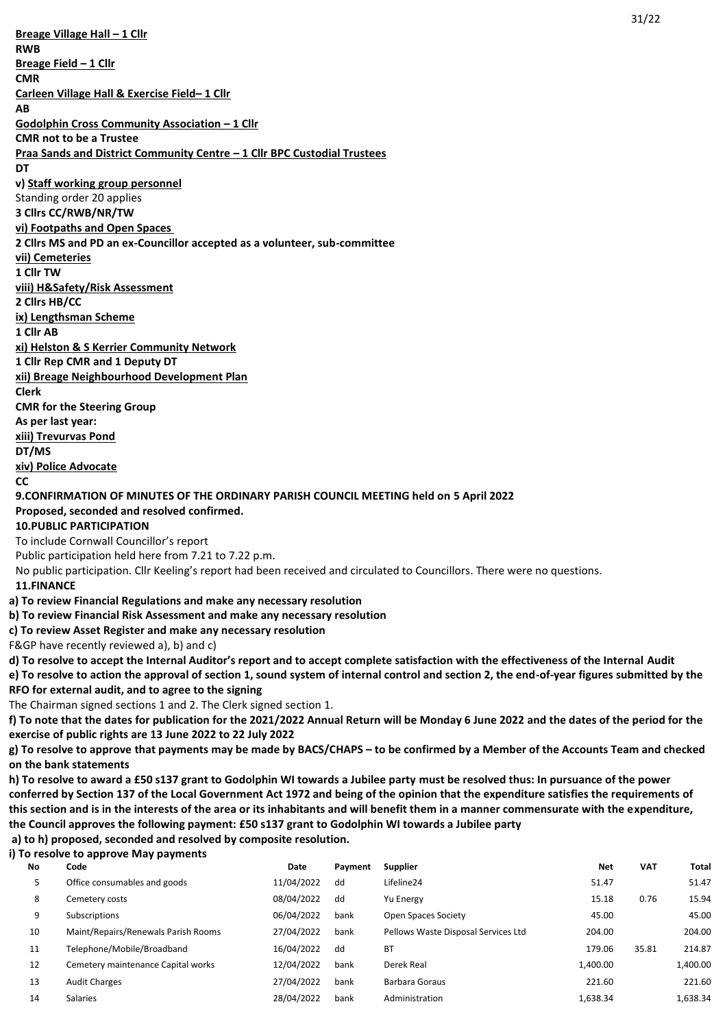**Breage Village Hall – 1 Cllr**

**RWB**

**Breage Field – 1 Cllr**

**CMR**

**Carleen Village Hall & Exercise Field– 1 Cllr**

**AB**

**Godolphin Cross Community Association – 1 Cllr**

**CMR not to be a Trustee**

**Praa Sands and District Community Centre – 1 Cllr BPC Custodial Trustees**

**DT**

**v) Staff working group personnel**

Standing order 20 applies

**3 Cllrs CC/RWB/NR/TW**

**vi) Footpaths and Open Spaces**

**2 Cllrs MS and PD an ex-Councillor accepted as a volunteer, sub-committee**

**vii) Cemeteries**

**1 Cllr TW**

**viii) H&Safety/Risk Assessment**

**2 Cllrs HB/CC**

**ix) Lengthsman Scheme**

**1 Cllr AB**

**xi) Helston & S Kerrier Community Network**

**1 Cllr Rep CMR and 1 Deputy DT**

**xii) Breage Neighbourhood Development Plan**

**Clerk**

**CMR for the Steering Group**

**As per last year:**

**xiii) Trevurvas Pond**

**DT/MS**

**xiv) Police Advocate**

**CC**

**9.CONFIRMATION OF MINUTES OF THE ORDINARY PARISH COUNCIL MEETING held on 5 April 2022**

**Proposed, seconded and resolved confirmed.**

**10.PUBLIC PARTICIPATION**

To include Cornwall Councillor's report

Public participation held here from 7.21 to 7.22 p.m.

No public participation. Cllr Keeling's report had been received and circulated to Councillors. There were no questions.

**11.FINANCE**

**a) To review Financial Regulations and make any necessary resolution**

**b) To review Financial Risk Assessment and make any necessary resolution**

**c) To review Asset Register and make any necessary resolution**

F&GP have recently reviewed a), b) and c)

**d) To resolve to accept the Internal Auditor's report and to accept complete satisfaction with the effectiveness of the Internal Audit**

**e) To resolve to action the approval of section 1, sound system of internal control and section 2, the end-of-year figures submitted by the RFO for external audit, and to agree to the signing**

The Chairman signed sections 1 and 2. The Clerk signed section 1.

**f) To note that the dates for publication for the 2021/2022 Annual Return will be Monday 6 June 2022 and the dates of the period for the exercise of public rights are 13 June 2022 to 22 July 2022**

**g) To resolve to approve that payments may be made by BACS/CHAPS – to be confirmed by a Member of the Accounts Team and checked on the bank statements**

**h) To resolve to award a £50 s137 grant to Godolphin WI towards a Jubilee party must be resolved thus: In pursuance of the power conferred by Section 137 of the Local Government Act 1972 and being of the opinion that the expenditure satisfies the requirements of this section and is in the interests of the area or its inhabitants and will benefit them in a manner commensurate with the expenditure, the Council approves the following payment: £50 s137 grant to Godolphin WI towards a Jubilee party**

**a) to h) proposed, seconded and resolved by composite resolution.**

**i) To resolve to approve May payments**

| No | Code | Date | Payment | Supplier | Net | VAT | Total |
|---|---|---|---|---|---|---|---|
| 5 | Office consumables and goods | 11/04/2022 | dd | Lifeline24 | 51.47 | | 51.47 |
| 8 | Cemetery costs | 08/04/2022 | dd | Yu Energy | 15.18 | 0.76 | 15.94 |
| 9 | Subscriptions | 06/04/2022 | bank | Open Spaces Society | 45.00 | | 45.00 |
| 10 | Maint/Repairs/Renewals Parish Rooms | 27/04/2022 | bank | Pellows Waste Disposal Services Ltd | 204.00 | | 204.00 |
| 11 | Telephone/Mobile/Broadband | 16/04/2022 | dd | BT | 179.06 | 35.81 | 214.87 |
| 12 | Cemetery maintenance Capital works | 12/04/2022 | bank | Derek Real | 1,400.00 | | 1,400.00 |
| 13 | Audit Charges | 27/04/2022 | bank | Barbara Goraus | 221.60 | | 221.60 |
| 14 | Salaries | 28/04/2022 | bank | Administration | 1,638.34 | | 1,638.34 |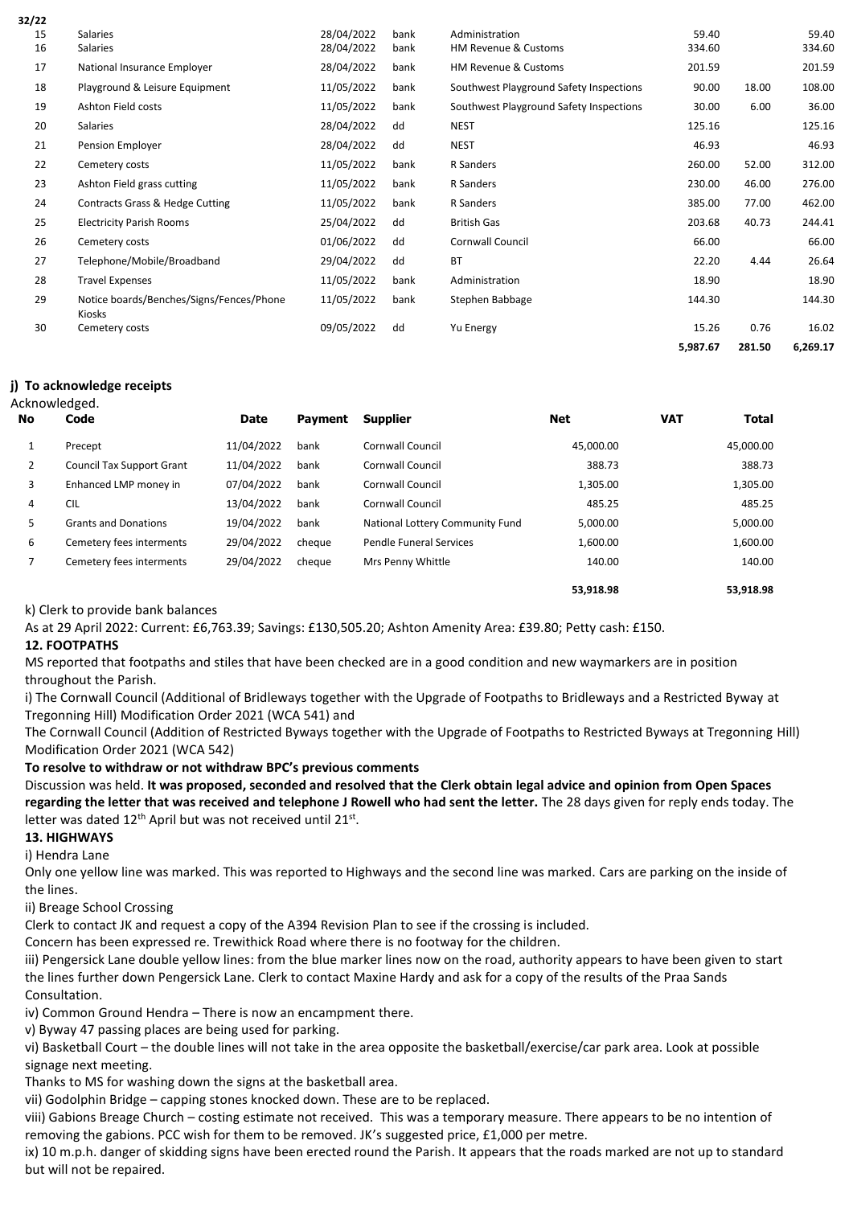32/22

| | | | | | | | |
|---|---|---|---|---|---|---|---|
| 15 | Salaries | 28/04/2022 | bank | Administration | 59.40 | | 59.40 |
| 16 | Salaries | 28/04/2022 | bank | HM Revenue & Customs | 334.60 | | 334.60 |
| 17 | National Insurance Employer | 28/04/2022 | bank | HM Revenue & Customs | 201.59 | | 201.59 |
| 18 | Playground & Leisure Equipment | 11/05/2022 | bank | Southwest Playground Safety Inspections | 90.00 | 18.00 | 108.00 |
| 19 | Ashton Field costs | 11/05/2022 | bank | Southwest Playground Safety Inspections | 30.00 | 6.00 | 36.00 |
| 20 | Salaries | 28/04/2022 | dd | NEST | 125.16 | | 125.16 |
| 21 | Pension Employer | 28/04/2022 | dd | NEST | 46.93 | | 46.93 |
| 22 | Cemetery costs | 11/05/2022 | bank | R Sanders | 260.00 | 52.00 | 312.00 |
| 23 | Ashton Field grass cutting | 11/05/2022 | bank | R Sanders | 230.00 | 46.00 | 276.00 |
| 24 | Contracts Grass & Hedge Cutting | 11/05/2022 | bank | R Sanders | 385.00 | 77.00 | 462.00 |
| 25 | Electricity Parish Rooms | 25/04/2022 | dd | British Gas | 203.68 | 40.73 | 244.41 |
| 26 | Cemetery costs | 01/06/2022 | dd | Cornwall Council | 66.00 | | 66.00 |
| 27 | Telephone/Mobile/Broadband | 29/04/2022 | dd | BT | 22.20 | 4.44 | 26.64 |
| 28 | Travel Expenses | 11/05/2022 | bank | Administration | 18.90 | | 18.90 |
| 29 | Notice boards/Benches/Signs/Fences/Phone Kiosks | 11/05/2022 | bank | Stephen Babbage | 144.30 | | 144.30 |
| 30 | Cemetery costs | 09/05/2022 | dd | Yu Energy | 15.26 | 0.76 | 16.02 |
| | | | | | **5,987.67** | **281.50** | **6,269.17** |

**j) To acknowledge receipts**

Acknowledged.

| No | Code | Date | Payment | Supplier | Net | VAT | Total |
|---|---|---|---|---|---|---|---|
| 1 | Precept | 11/04/2022 | bank | Cornwall Council | 45,000.00 | | 45,000.00 |
| 2 | Council Tax Support Grant | 11/04/2022 | bank | Cornwall Council | 388.73 | | 388.73 |
| 3 | Enhanced LMP money in | 07/04/2022 | bank | Cornwall Council | 1,305.00 | | 1,305.00 |
| 4 | CIL | 13/04/2022 | bank | Cornwall Council | 485.25 | | 485.25 |
| 5 | Grants and Donations | 19/04/2022 | bank | National Lottery Community Fund | 5,000.00 | | 5,000.00 |
| 6 | Cemetery fees interments | 29/04/2022 | cheque | Pendle Funeral Services | 1,600.00 | | 1,600.00 |
| 7 | Cemetery fees interments | 29/04/2022 | cheque | Mrs Penny Whittle | 140.00 | | 140.00 |
| | | | | | **53,918.98** | | **53,918.98** |

k) Clerk to provide bank balances

As at 29 April 2022: Current: £6,763.39; Savings: £130,505.20; Ashton Amenity Area: £39.80; Petty cash: £150.

**12. FOOTPATHS**

MS reported that footpaths and stiles that have been checked are in a good condition and new waymarkers are in position throughout the Parish.

i) The Cornwall Council (Additional of Bridleways together with the Upgrade of Footpaths to Bridleways and a Restricted Byway at Tregonning Hill) Modification Order 2021 (WCA 541) and

The Cornwall Council (Addition of Restricted Byways together with the Upgrade of Footpaths to Restricted Byways at Tregonning Hill) Modification Order 2021 (WCA 542)

**To resolve to withdraw or not withdraw BPC's previous comments**

Discussion was held. **It was proposed, seconded and resolved that the Clerk obtain legal advice and opinion from Open Spaces regarding the letter that was received and telephone J Rowell who had sent the letter.** The 28 days given for reply ends today. The letter was dated 12th April but was not received until 21st.

**13. HIGHWAYS**

i) Hendra Lane

Only one yellow line was marked. This was reported to Highways and the second line was marked. Cars are parking on the inside of the lines.

ii) Breage School Crossing

Clerk to contact JK and request a copy of the A394 Revision Plan to see if the crossing is included.

Concern has been expressed re. Trewithick Road where there is no footway for the children.

iii) Pengersick Lane double yellow lines: from the blue marker lines now on the road, authority appears to have been given to start the lines further down Pengersick Lane. Clerk to contact Maxine Hardy and ask for a copy of the results of the Praa Sands Consultation.

iv) Common Ground Hendra – There is now an encampment there.

v) Byway 47 passing places are being used for parking.

vi) Basketball Court – the double lines will not take in the area opposite the basketball/exercise/car park area. Look at possible signage next meeting.

Thanks to MS for washing down the signs at the basketball area.

vii) Godolphin Bridge – capping stones knocked down. These are to be replaced.

viii) Gabions Breage Church – costing estimate not received. This was a temporary measure. There appears to be no intention of removing the gabions. PCC wish for them to be removed. JK's suggested price, £1,000 per metre.

ix) 10 m.p.h. danger of skidding signs have been erected round the Parish. It appears that the roads marked are not up to standard but will not be repaired.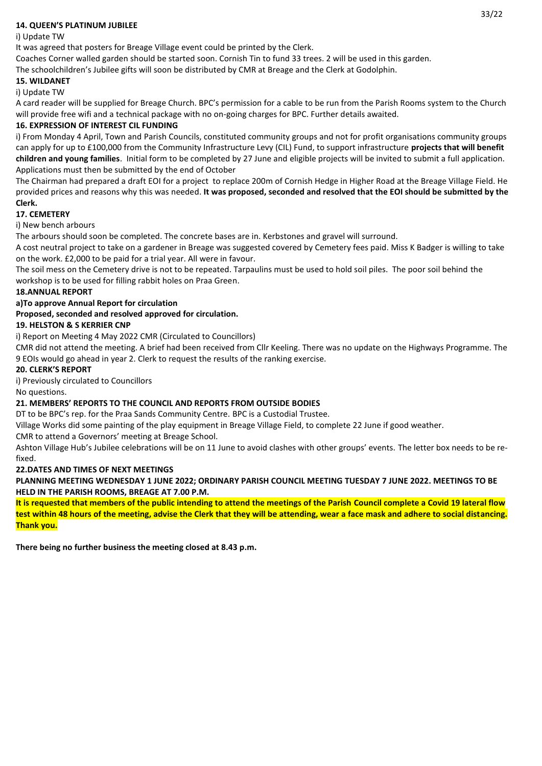**14. QUEEN'S PLATINUM JUBILEE**

i) Update TW

It was agreed that posters for Breage Village event could be printed by the Clerk.

Coaches Corner walled garden should be started soon. Cornish Tin to fund 33 trees. 2 will be used in this garden.

The schoolchildren's Jubilee gifts will soon be distributed by CMR at Breage and the Clerk at Godolphin.

**15. WILDANET**

i) Update TW

A card reader will be supplied for Breage Church. BPC's permission for a cable to be run from the Parish Rooms system to the Church will provide free wifi and a technical package with no on-going charges for BPC. Further details awaited.

**16. EXPRESSION OF INTEREST CIL FUNDING**

i) From Monday 4 April, Town and Parish Councils, constituted community groups and not for profit organisations community groups can apply for up to £100,000 from the Community Infrastructure Levy (CIL) Fund, to support infrastructure **projects that will benefit children and young families**. Initial form to be completed by 27 June and eligible projects will be invited to submit a full application. Applications must then be submitted by the end of October

The Chairman had prepared a draft EOI for a project to replace 200m of Cornish Hedge in Higher Road at the Breage Village Field. He provided prices and reasons why this was needed. **It was proposed, seconded and resolved that the EOI should be submitted by the Clerk.**

**17. CEMETERY**

i) New bench arbours

The arbours should soon be completed. The concrete bases are in. Kerbstones and gravel will surround.

A cost neutral project to take on a gardener in Breage was suggested covered by Cemetery fees paid. Miss K Badger is willing to take on the work. £2,000 to be paid for a trial year. All were in favour.

The soil mess on the Cemetery drive is not to be repeated. Tarpaulins must be used to hold soil piles. The poor soil behind the workshop is to be used for filling rabbit holes on Praa Green.

**18.ANNUAL REPORT**

**a)To approve Annual Report for circulation**

**Proposed, seconded and resolved approved for circulation.**

**19. HELSTON & S KERRIER CNP**

i) Report on Meeting 4 May 2022 CMR (Circulated to Councillors)

CMR did not attend the meeting. A brief had been received from Cllr Keeling. There was no update on the Highways Programme. The 9 EOIs would go ahead in year 2. Clerk to request the results of the ranking exercise.

**20. CLERK'S REPORT**

i) Previously circulated to Councillors

No questions.

**21. MEMBERS' REPORTS TO THE COUNCIL AND REPORTS FROM OUTSIDE BODIES**

DT to be BPC's rep. for the Praa Sands Community Centre. BPC is a Custodial Trustee.

Village Works did some painting of the play equipment in Breage Village Field, to complete 22 June if good weather.

CMR to attend a Governors' meeting at Breage School.

Ashton Village Hub's Jubilee celebrations will be on 11 June to avoid clashes with other groups' events. The letter box needs to be re-fixed.

**22.DATES AND TIMES OF NEXT MEETINGS**

**PLANNING MEETING WEDNESDAY 1 JUNE 2022; ORDINARY PARISH COUNCIL MEETING TUESDAY 7 JUNE 2022. MEETINGS TO BE HELD IN THE PARISH ROOMS, BREAGE AT 7.00 P.M.**

**It is requested that members of the public intending to attend the meetings of the Parish Council complete a Covid 19 lateral flow test within 48 hours of the meeting, advise the Clerk that they will be attending, wear a face mask and adhere to social distancing. Thank you.**

**There being no further business the meeting closed at 8.43 p.m.**